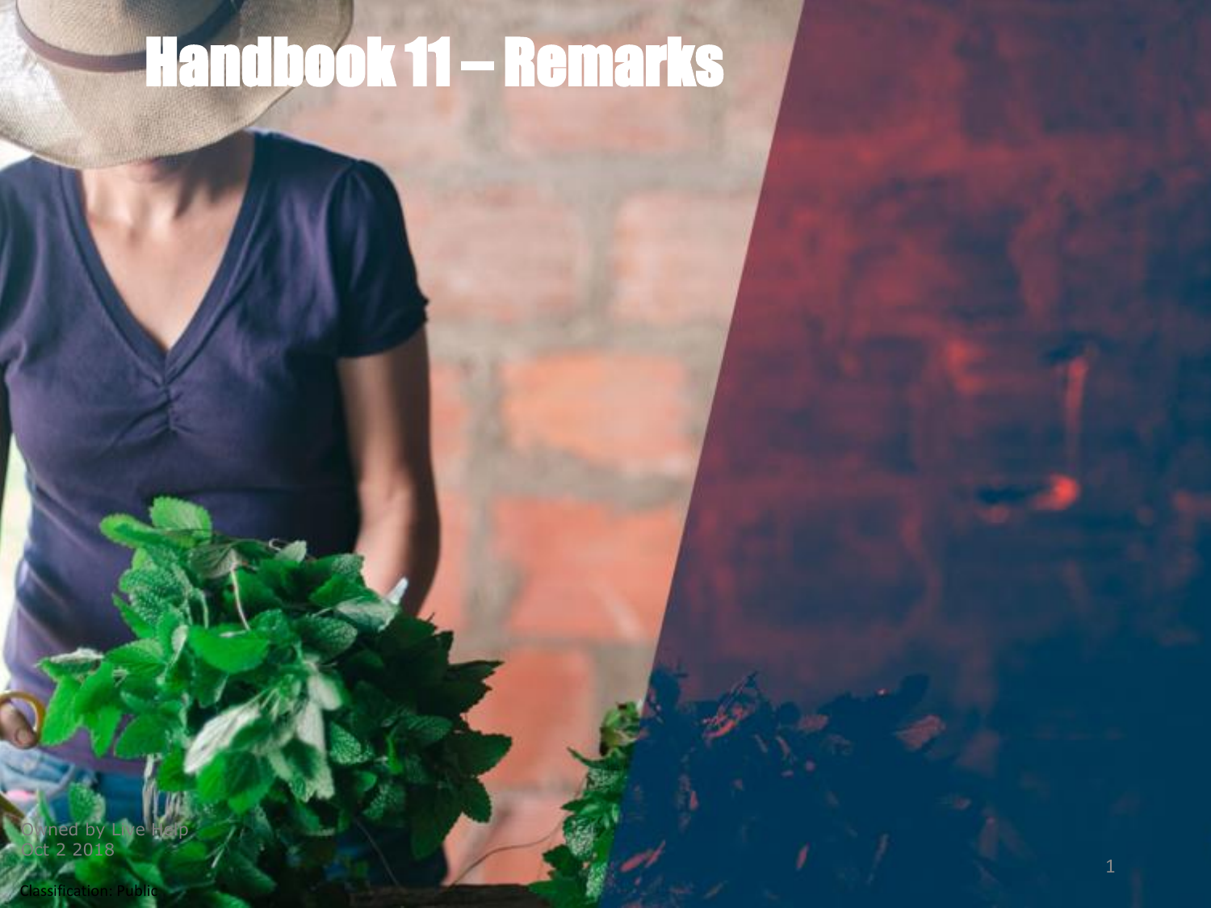# Handbook 11 – Remarks

Owned by Live Help
Oct 2 2018

Classification: Public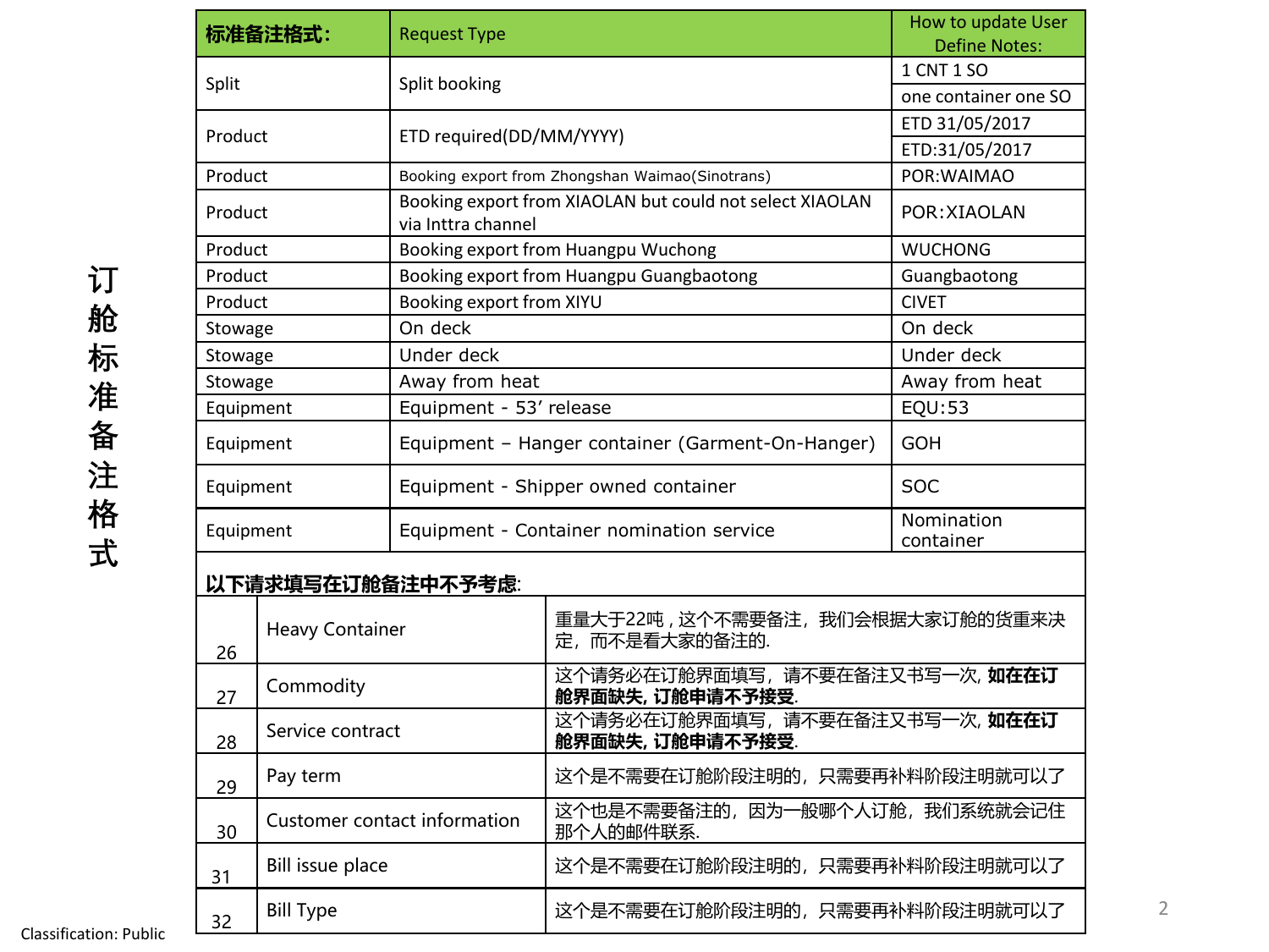# 订舱标准备注格式

| 标准备注格式: | Request Type | How to update User Define Notes: |
|---|---|---|
| Split | Split booking | 1 CNT 1 SO |
| | | one container one SO |
| Product | ETD required(DD/MM/YYYY) | ETD 31/05/2017 |
| | | ETD:31/05/2017 |
| Product | Booking export from Zhongshan Waimao(Sinotrans) | POR:WAIMAO |
| Product | Booking export from XIAOLAN but could not select XIAOLAN via Inttra channel | POR:XIAOLAN |
| Product | Booking export from Huangpu Wuchong | WUCHONG |
| Product | Booking export from Huangpu Guangbaotong | Guangbaotong |
| Product | Booking export from XIYU | CIVET |
| Stowage | On deck | On deck |
| Stowage | Under deck | Under deck |
| Stowage | Away from heat | Away from heat |
| Equipment | Equipment - 53' release | EQU:53 |
| Equipment | Equipment – Hanger container (Garment-On-Hanger) | GOH |
| Equipment | Equipment - Shipper owned container | SOC |
| Equipment | Equipment - Container nomination service | Nomination container |

**以下请求填写在订舱备注中不予考虑**:

| | | |
|---|---|---|
| 26 | Heavy Container | 重量大于22吨，这个不需要备注，我们会根据大家订舱的货重来决定，而不是看大家的备注的. |
| 27 | Commodity | 这个请务必在订舱界面填写，请不要在备注又书写一次, **如在订舱界面缺失, 订舱申请不予接受**. |
| 28 | Service contract | 这个请务必在订舱界面填写，请不要在备注又书写一次, **如在订舱界面缺失, 订舱申请不予接受**. |
| 29 | Pay term | 这个是不需要在订舱阶段注明的，只需要再补料阶段注明就可以了 |
| 30 | Customer contact information | 这个也是不需要备注的，因为一般哪个人订舱，我们系统就会记住那个人的邮件联系. |
| 31 | Bill issue place | 这个是不需要在订舱阶段注明的，只需要再补料阶段注明就可以了 |
| 32 | Bill Type | 这个是不需要在订舱阶段注明的，只需要再补料阶段注明就可以了 |

Classification: Public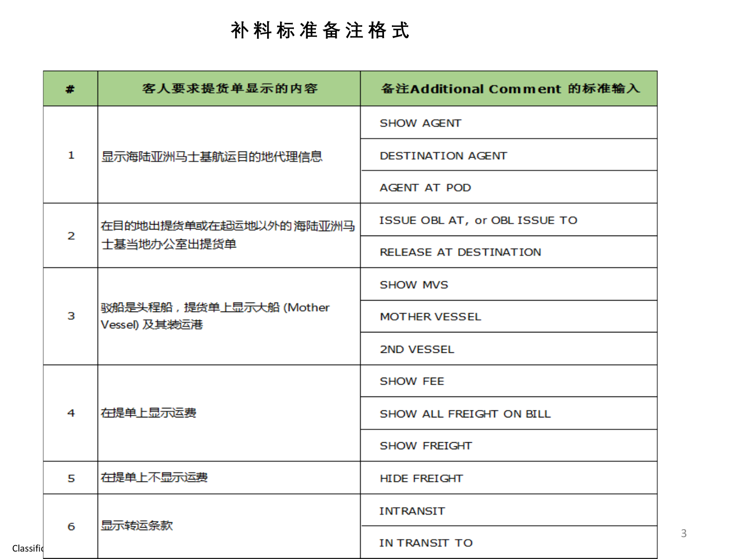# 补料标准备注格式

| # | 客人要求提货单显示的内容 | 备注Additional Comment 的标准输入 |
|---|---|---|
| 1 | 显示海陆亚洲马士基航运目的地代理信息 | SHOW AGENT |
| | | DESTINATION AGENT |
| | | AGENT AT POD |
| 2 | 在目的地出提货单或在起运地以外的海陆亚洲马士基当地办公室出提货单 | ISSUE OBL AT, or OBL ISSUE TO |
| | | RELEASE AT DESTINATION |
| 3 | 驳船是头程船，提货单上显示大船 (Mother Vessel) 及其装运港 | SHOW MVS |
| | | MOTHER VESSEL |
| | | 2ND VESSEL |
| 4 | 在提单上显示运费 | SHOW FEE |
| | | SHOW ALL FREIGHT ON BILL |
| | | SHOW FREIGHT |
| 5 | 在提单上不显示运费 | HIDE FREIGHT |
| 6 | 显示转运条款 | INTRANSIT |
| | | IN TRANSIT TO |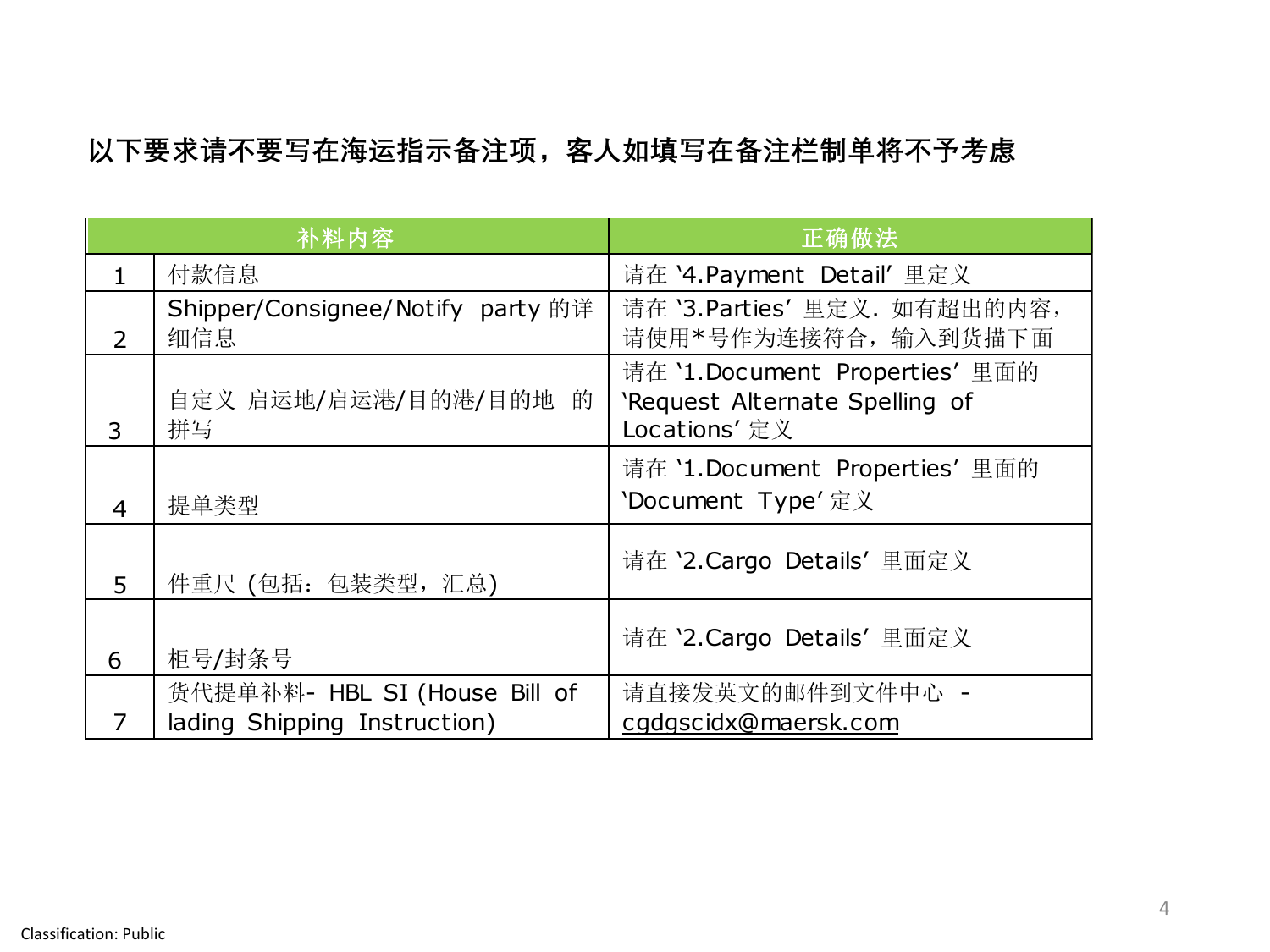**以下要求请不要写在海运指示备注项，客人如填写在备注栏制单将不予考虑**

| | 补料内容 | 正确做法 |
|---|---|---|
| 1 | 付款信息 | 请在 '4.Payment Detail' 里定义 |
| 2 | Shipper/Consignee/Notify party 的详细信息 | 请在 '3.Parties' 里定义. 如有超出的内容，请使用*号作为连接符合，输入到货描下面 |
| 3 | 自定义 启运地/启运港/目的港/目的地 的拼写 | 请在 '1.Document Properties' 里面的 'Request Alternate Spelling of Locations' 定义 |
| 4 | 提单类型 | 请在 '1.Document Properties' 里面的 'Document Type' 定义 |
| 5 | 件重尺 (包括：包装类型，汇总) | 请在 '2.Cargo Details' 里面定义 |
| 6 | 柜号/封条号 | 请在 '2.Cargo Details' 里面定义 |
| 7 | 货代提单补料- HBL SI (House Bill of lading Shipping Instruction) | 请直接发英文的邮件到文件中心 - cgdgscidx@maersk.com |

Classification: Public